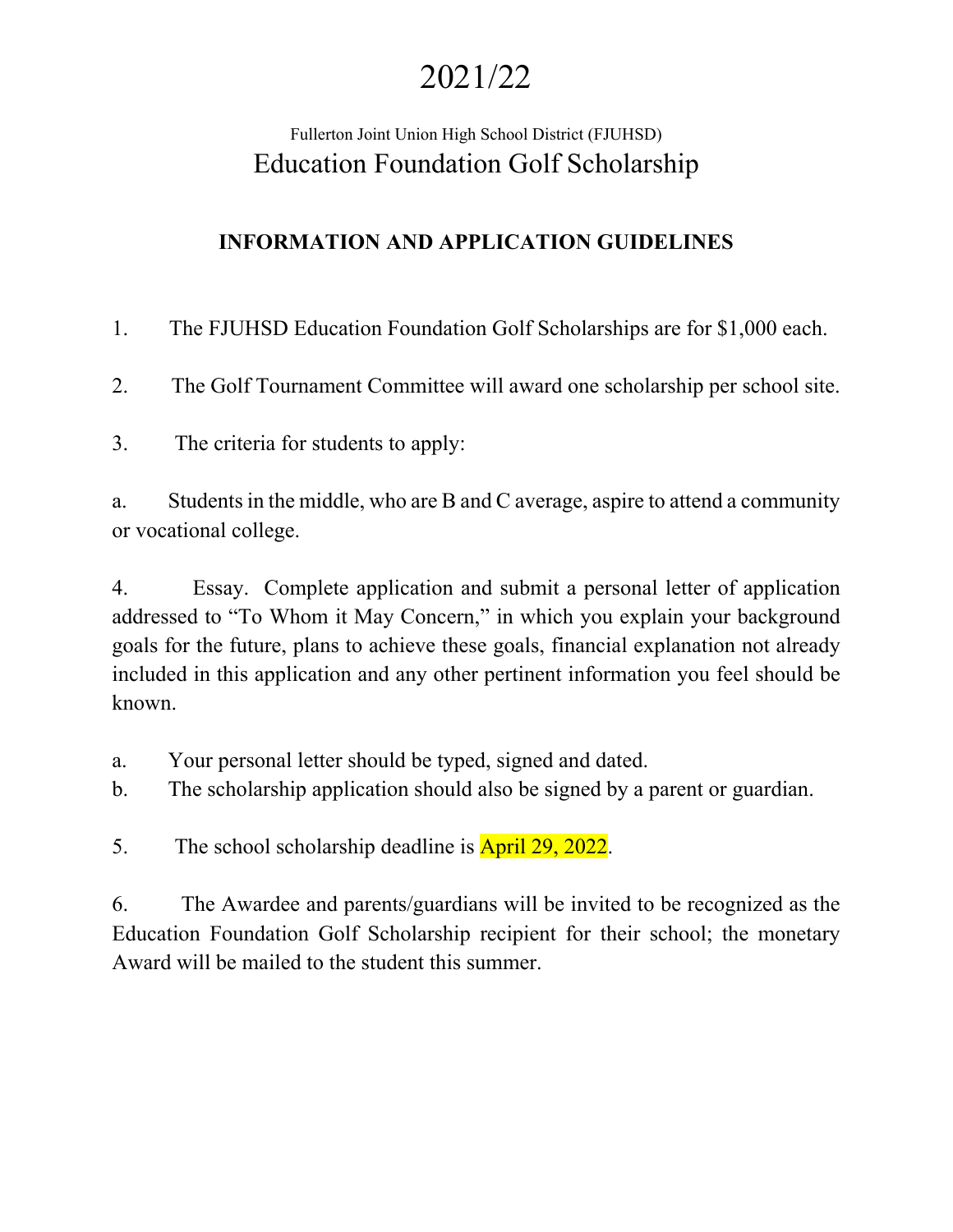# 2021/22

Fullerton Joint Union High School District (FJUHSD)

## Education Foundation Golf Scholarship

### INFORMATION AND APPLICATION GUIDELINES

1. The FJUHSD Education Foundation Golf Scholarships are for $1,000 each.

2. The Golf Tournament Committee will award one scholarship per school site.

3. The criteria for students to apply:

a. Students in the middle, who are B and C average, aspire to attend a community or vocational college.

4. Essay. Complete application and submit a personal letter of application addressed to "To Whom it May Concern," in which you explain your background goals for the future, plans to achieve these goals, financial explanation not already included in this application and any other pertinent information you feel should be known.

a. Your personal letter should be typed, signed and dated.
b. The scholarship application should also be signed by a parent or guardian.

5. The school scholarship deadline is April 29, 2022.

6. The Awardee and parents/guardians will be invited to be recognized as the Education Foundation Golf Scholarship recipient for their school; the monetary Award will be mailed to the student this summer.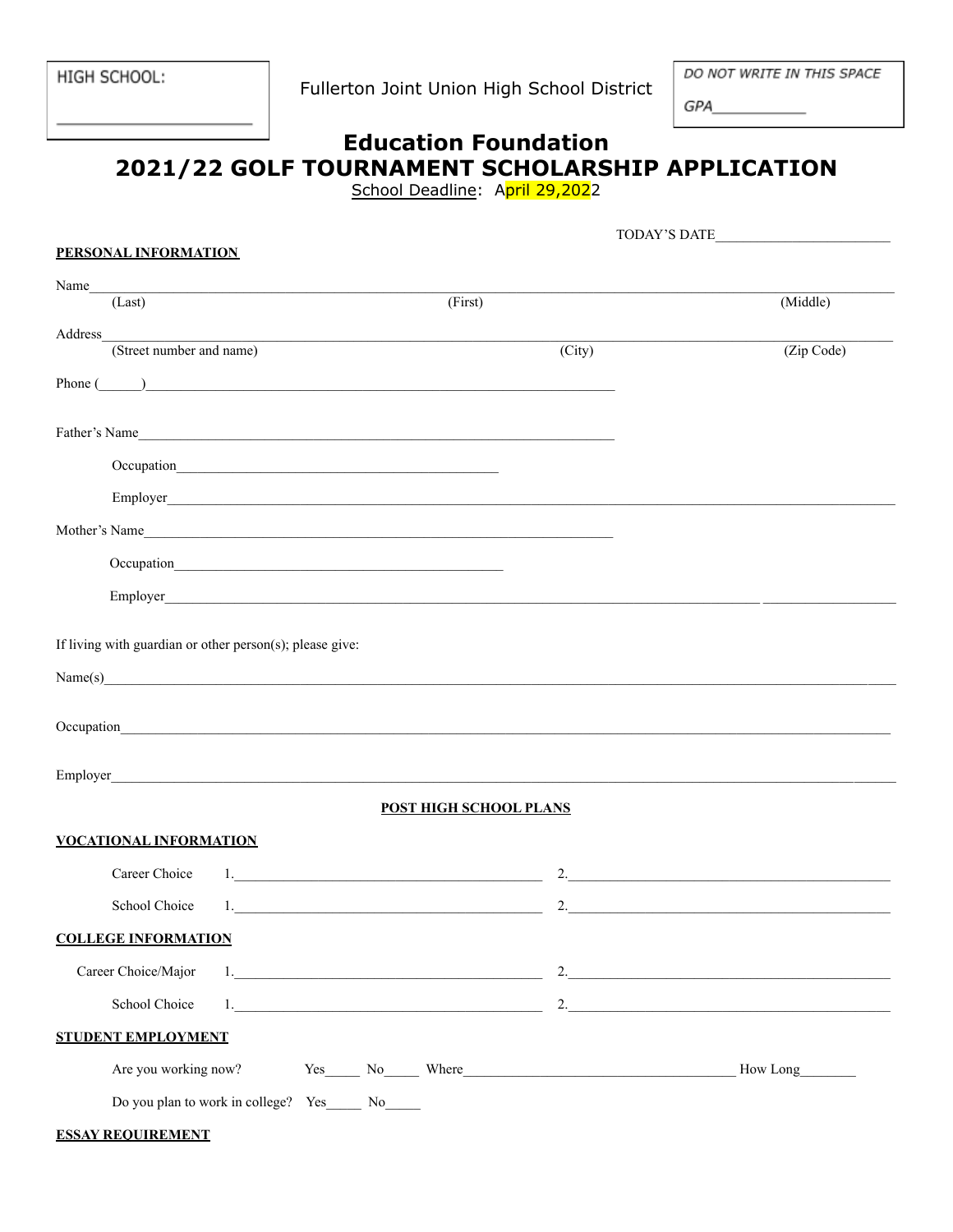HIGH SCHOOL: ____________________

Fullerton Joint Union High School District

DO NOT WRITE IN THIS SPACE

GPA__________

# Education Foundation
# 2021/22 GOLF TOURNAMENT SCHOLARSHIP APPLICATION

School Deadline: April 29,2022

TODAY'S DATE______________________

**PERSONAL INFORMATION**

Name_____________________________________________________________________________
(Last) (First) (Middle)

Address___________________________________________________________________________
(Street number and name) (City) (Zip Code)

Phone (______)____________________________________________________

Father's Name_____________________________________________________

Occupation_______________________________________

Employer_____________________________________________________________________

Mother's Name_____________________________________________________

Occupation_______________________________________

Employer_____________________________________________________________________

If living with guardian or other person(s); please give:

Name(s)___________________________________________________________________________

Occupation________________________________________________________________________

Employer__________________________________________________________________________

**POST HIGH SCHOOL PLANS**

**VOCATIONAL INFORMATION**

Career Choice 1.______________________________ 2.______________________________

School Choice 1.______________________________ 2.______________________________

**COLLEGE INFORMATION**

Career Choice/Major 1.______________________________ 2.______________________________

School Choice 1.______________________________ 2.______________________________

**STUDENT EMPLOYMENT**

Are you working now? Yes_____ No_____ Where______________________________ How Long________

Do you plan to work in college? Yes_____ No_____

**ESSAY REQUIREMENT**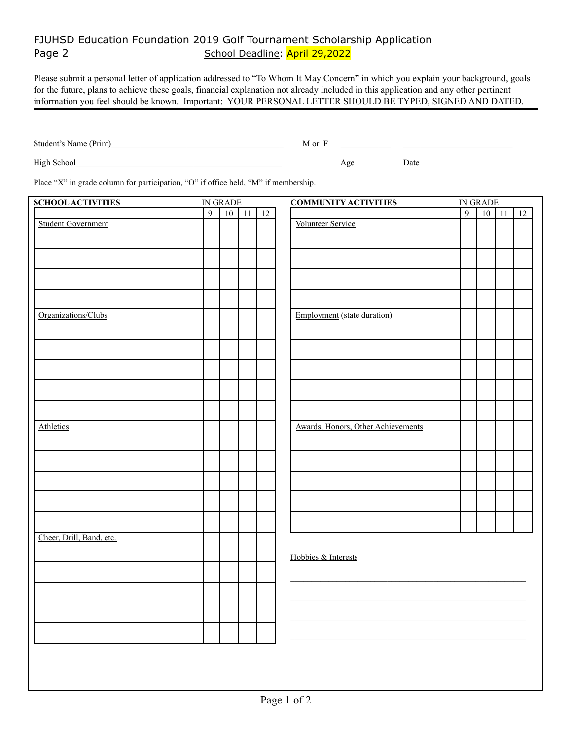FJUHSD Education Foundation 2019 Golf Tournament Scholarship Application
Page 2 School Deadline: April 29,2022

Please submit a personal letter of application addressed to “To Whom It May Concern” in which you explain your background, goals for the future, plans to achieve these goals, financial explanation not already included in this application and any other pertinent information you feel should be known. Important: YOUR PERSONAL LETTER SHOULD BE TYPED, SIGNED AND DATED.

Student’s Name (Print)________________________________________ M or F ___________ _________________________

High School_______________________________________________ Age Date

Place “X” in grade column for participation, “O” if office held, “M” if membership.

| SCHOOL ACTIVITIES | 9 | 10 | 11 | 12 |
|---|---|---|---|---|
| Student Government | | | | |
| | | | | |
| | | | | |
| | | | | |
| Organizations/Clubs | | | | |
| | | | | |
| | | | | |
| | | | | |
| | | | | |
| Athletics | | | | |
| | | | | |
| | | | | |
| | | | | |
| | | | | |
| Cheer, Drill, Band, etc. | | | | |
| | | | | |
| | | | | |
| | | | | |
| | | | | |

| COMMUNITY ACTIVITIES | 9 | 10 | 11 | 12 |
|---|---|---|---|---|
| Volunteer Service | | | | |
| | | | | |
| | | | | |
| | | | | |
| Employment (state duration) | | | | |
| | | | | |
| | | | | |
| | | | | |
| | | | | |
| Awards, Honors, Other Achievements | | | | |
| | | | | |
| | | | | |
| | | | | |
| | | | | |

Hobbies & Interests

______________________________________________

______________________________________________

______________________________________________

______________________________________________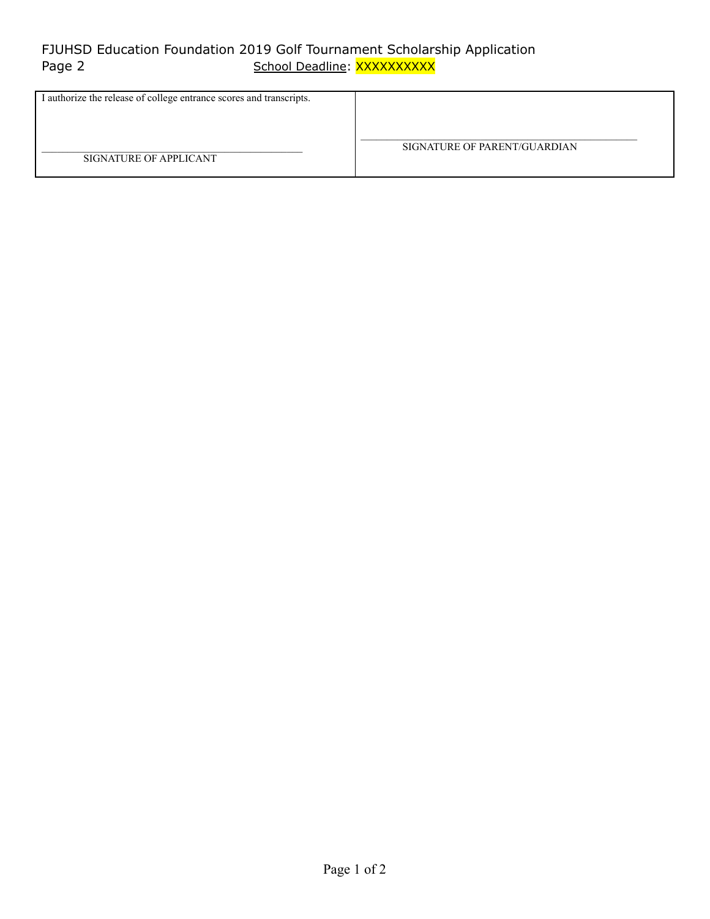FJUHSD Education Foundation 2019 Golf Tournament Scholarship Application
Page 2 School Deadline: XXXXXXXXXX

| | |
|---|---|
| I authorize the release of college entrance scores and transcripts.<br><br>\_\_\_\_\_\_\_\_\_\_\_\_\_\_\_\_\_\_\_\_\_\_\_\_\_\_\_\_\_\_\_\_\_\_\_\_\_\_\_\_<br>SIGNATURE OF APPLICANT | \_\_\_\_\_\_\_\_\_\_\_\_\_\_\_\_\_\_\_\_\_\_\_\_\_\_\_\_\_\_\_\_\_\_\_\_\_\_\_\_<br>SIGNATURE OF PARENT/GUARDIAN |